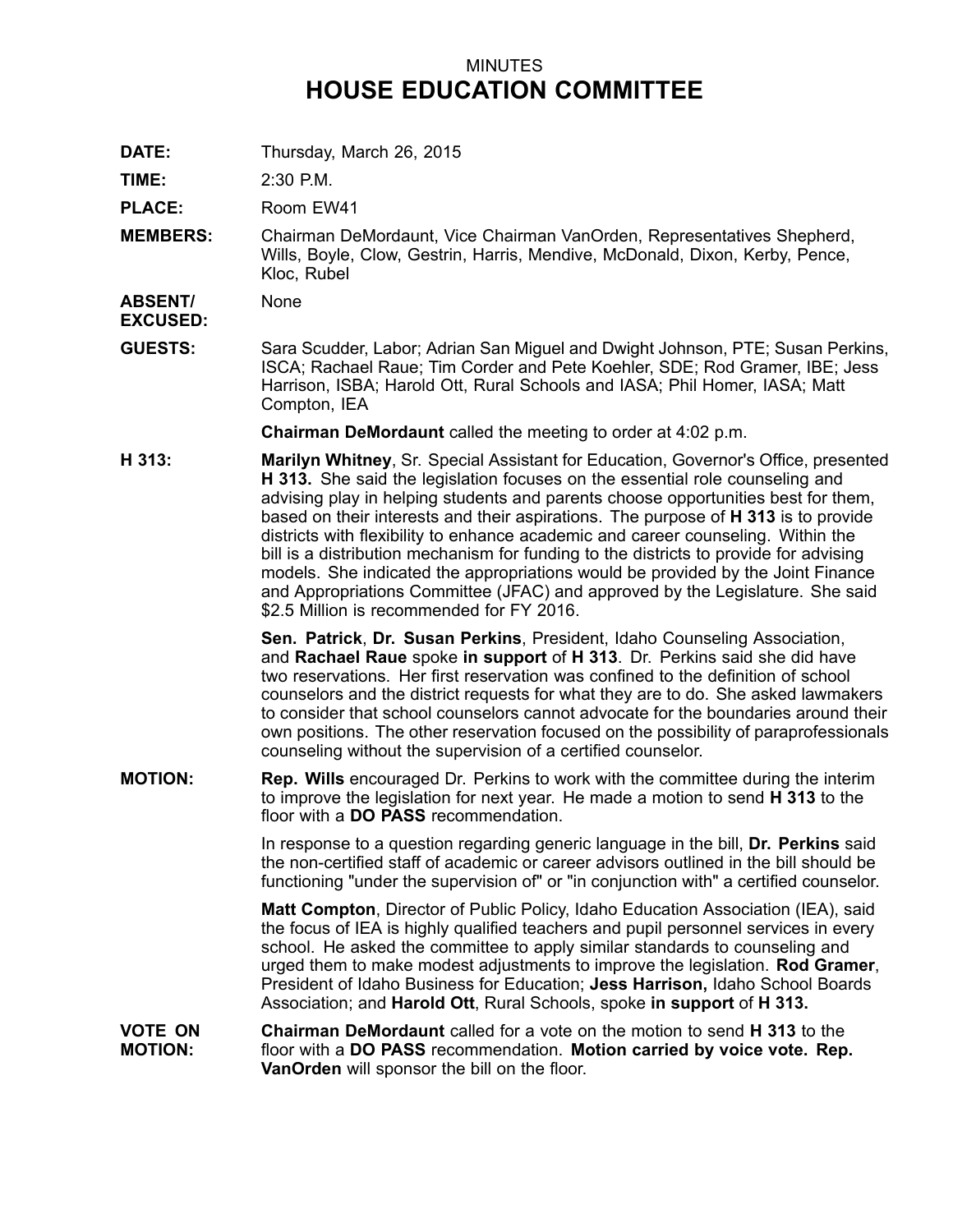MINUTES

# HOUSE EDUCATION COMMITTEE

**DATE:** Thursday, March 26, 2015

**TIME:** 2:30 P.M.

**PLACE:** Room EW41

**MEMBERS:** Chairman DeMordaunt, Vice Chairman VanOrden, Representatives Shepherd, Wills, Boyle, Clow, Gestrin, Harris, Mendive, McDonald, Dixon, Kerby, Pence, Kloc, Rubel

**ABSENT/ EXCUSED:** None

**GUESTS:** Sara Scudder, Labor; Adrian San Miguel and Dwight Johnson, PTE; Susan Perkins, ISCA; Rachael Raue; Tim Corder and Pete Koehler, SDE; Rod Gramer, IBE; Jess Harrison, ISBA; Harold Ott, Rural Schools and IASA; Phil Homer, IASA; Matt Compton, IEA

**Chairman DeMordaunt** called the meeting to order at 4:02 p.m.

**H 313:** **Marilyn Whitney**, Sr. Special Assistant for Education, Governor's Office, presented **H 313.** She said the legislation focuses on the essential role counseling and advising play in helping students and parents choose opportunities best for them, based on their interests and their aspirations. The purpose of **H 313** is to provide districts with flexibility to enhance academic and career counseling. Within the bill is a distribution mechanism for funding to the districts to provide for advising models. She indicated the appropriations would be provided by the Joint Finance and Appropriations Committee (JFAC) and approved by the Legislature. She said $2.5 Million is recommended for FY 2016.

**Sen. Patrick**, **Dr. Susan Perkins**, President, Idaho Counseling Association, and **Rachael Raue** spoke **in support** of **H 313**. Dr. Perkins said she did have two reservations. Her first reservation was confined to the definition of school counselors and the district requests for what they are to do. She asked lawmakers to consider that school counselors cannot advocate for the boundaries around their own positions. The other reservation focused on the possibility of paraprofessionals counseling without the supervision of a certified counselor.

**MOTION:** **Rep. Wills** encouraged Dr. Perkins to work with the committee during the interim to improve the legislation for next year. He made a motion to send **H 313** to the floor with a **DO PASS** recommendation.

In response to a question regarding generic language in the bill, **Dr. Perkins** said the non-certified staff of academic or career advisors outlined in the bill should be functioning "under the supervision of" or "in conjunction with" a certified counselor.

**Matt Compton**, Director of Public Policy, Idaho Education Association (IEA), said the focus of IEA is highly qualified teachers and pupil personnel services in every school. He asked the committee to apply similar standards to counseling and urged them to make modest adjustments to improve the legislation. **Rod Gramer**, President of Idaho Business for Education; **Jess Harrison,** Idaho School Boards Association; and **Harold Ott**, Rural Schools, spoke **in support** of **H 313.**

**VOTE ON MOTION:** **Chairman DeMordaunt** called for a vote on the motion to send **H 313** to the floor with a **DO PASS** recommendation. **Motion carried by voice vote. Rep. VanOrden** will sponsor the bill on the floor.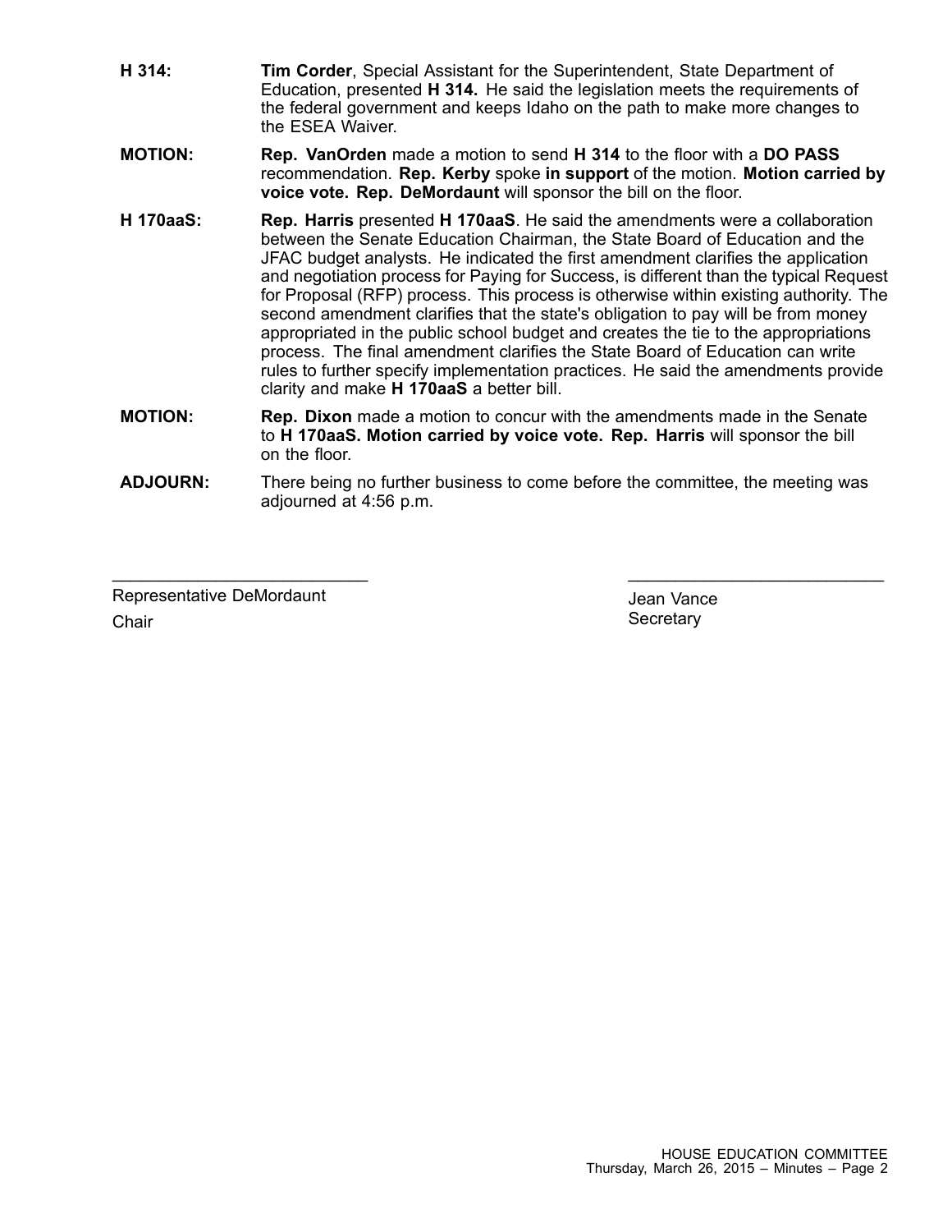**H 314:** **Tim Corder**, Special Assistant for the Superintendent, State Department of Education, presented **H 314.** He said the legislation meets the requirements of the federal government and keeps Idaho on the path to make more changes to the ESEA Waiver.

**MOTION:** **Rep. VanOrden** made a motion to send **H 314** to the floor with a **DO PASS** recommendation. **Rep. Kerby** spoke **in support** of the motion. **Motion carried by voice vote. Rep. DeMordaunt** will sponsor the bill on the floor.

**H 170aaS:** **Rep. Harris** presented **H 170aaS**. He said the amendments were a collaboration between the Senate Education Chairman, the State Board of Education and the JFAC budget analysts. He indicated the first amendment clarifies the application and negotiation process for Paying for Success, is different than the typical Request for Proposal (RFP) process. This process is otherwise within existing authority. The second amendment clarifies that the state's obligation to pay will be from money appropriated in the public school budget and creates the tie to the appropriations process. The final amendment clarifies the State Board of Education can write rules to further specify implementation practices. He said the amendments provide clarity and make **H 170aaS** a better bill.

**MOTION:** **Rep. Dixon** made a motion to concur with the amendments made in the Senate to **H 170aaS. Motion carried by voice vote. Rep. Harris** will sponsor the bill on the floor.

**ADJOURN:** There being no further business to come before the committee, the meeting was adjourned at 4:56 p.m.

___________________________
Representative DeMordaunt
Chair

___________________________
Jean Vance
Secretary